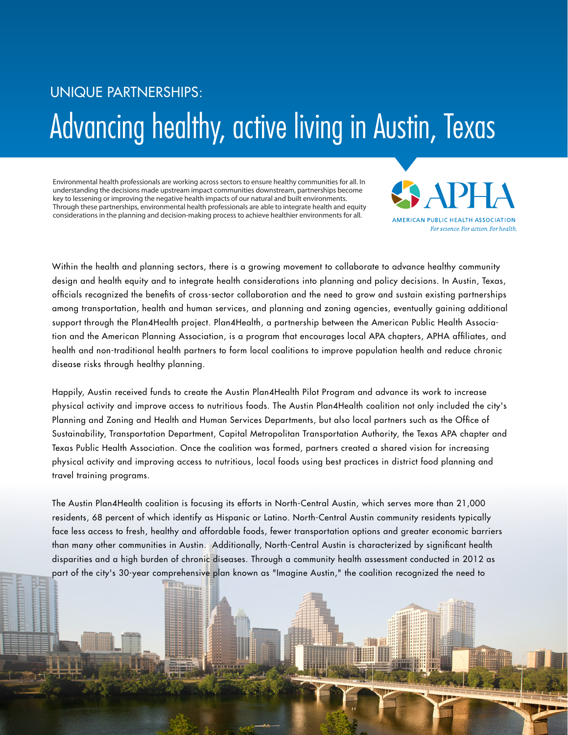UNIQUE PARTNERSHIPS:

# Advancing healthy, active living in Austin, Texas

Environmental health professionals are working across sectors to ensure healthy communities for all. In understanding the decisions made upstream impact communities downstream, partnerships become key to lessening or improving the negative health impacts of our natural and built environments. Through these partnerships, environmental health professionals are able to integrate health and equity considerations in the planning and decision-making process to achieve healthier environments for all.

APHA
AMERICAN PUBLIC HEALTH ASSOCIATION
*For science. For action. For health.*

Within the health and planning sectors, there is a growing movement to collaborate to advance healthy community design and health equity and to integrate health considerations into planning and policy decisions. In Austin, Texas, officials recognized the benefits of cross-sector collaboration and the need to grow and sustain existing partnerships among transportation, health and human services, and planning and zoning agencies, eventually gaining additional support through the Plan4Health project. Plan4Health, a partnership between the American Public Health Association and the American Planning Association, is a program that encourages local APA chapters, APHA affiliates, and health and non-traditional health partners to form local coalitions to improve population health and reduce chronic disease risks through healthy planning.

Happily, Austin received funds to create the Austin Plan4Health Pilot Program and advance its work to increase physical activity and improve access to nutritious foods. The Austin Plan4Health coalition not only included the city's Planning and Zoning and Health and Human Services Departments, but also local partners such as the Office of Sustainability, Transportation Department, Capital Metropolitan Transportation Authority, the Texas APA chapter and Texas Public Health Association. Once the coalition was formed, partners created a shared vision for increasing physical activity and improving access to nutritious, local foods using best practices in district food planning and travel training programs.

The Austin Plan4Health coalition is focusing its efforts in North-Central Austin, which serves more than 21,000 residents, 68 percent of which identify as Hispanic or Latino. North-Central Austin community residents typically face less access to fresh, healthy and affordable foods, fewer transportation options and greater economic barriers than many other communities in Austin. Additionally, North-Central Austin is characterized by significant health disparities and a high burden of chronic diseases. Through a community health assessment conducted in 2012 as part of the city's 30-year comprehensive plan known as "Imagine Austin," the coalition recognized the need to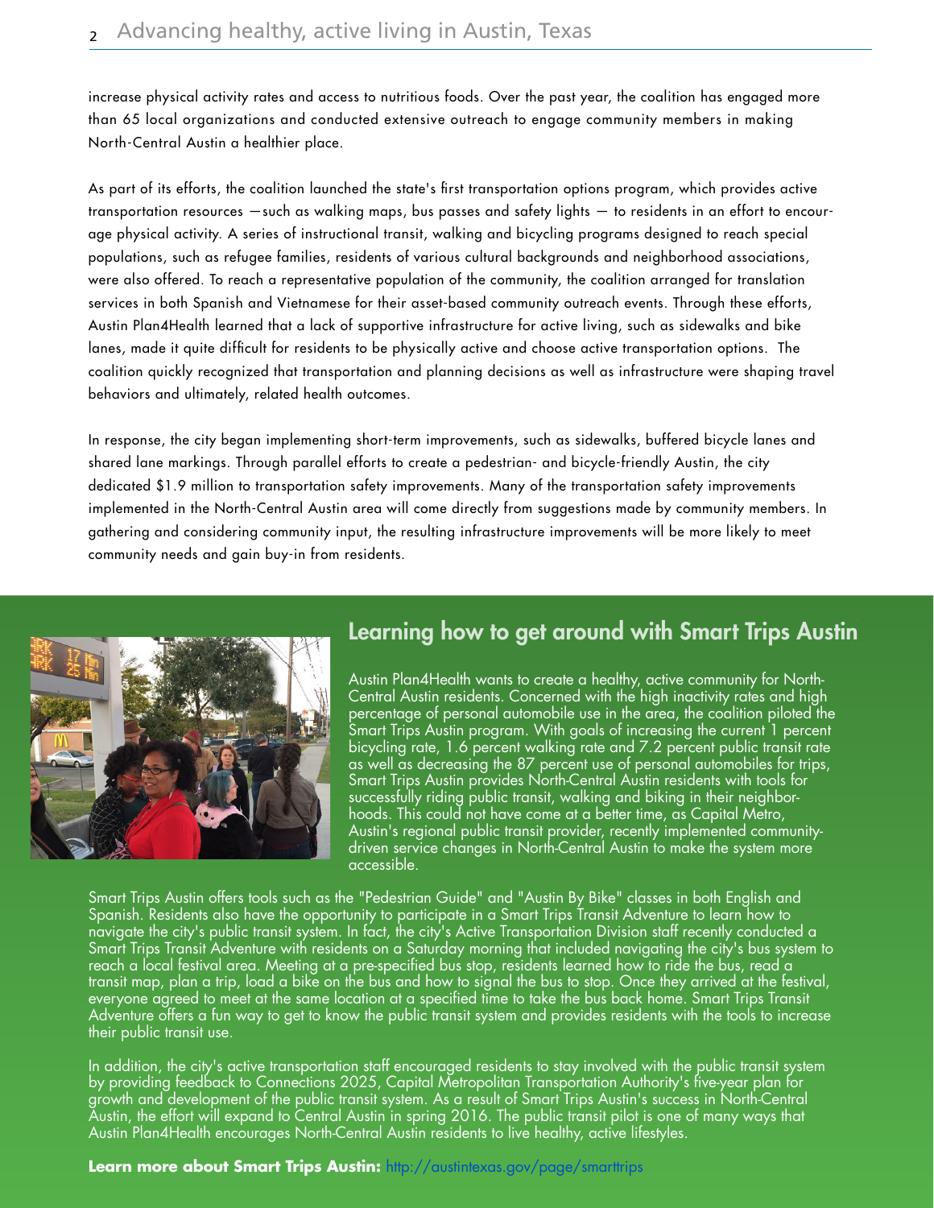increase physical activity rates and access to nutritious foods. Over the past year, the coalition has engaged more than 65 local organizations and conducted extensive outreach to engage community members in making North-Central Austin a healthier place.

As part of its efforts, the coalition launched the state's first transportation options program, which provides active transportation resources —such as walking maps, bus passes and safety lights — to residents in an effort to encourage physical activity. A series of instructional transit, walking and bicycling programs designed to reach special populations, such as refugee families, residents of various cultural backgrounds and neighborhood associations, were also offered. To reach a representative population of the community, the coalition arranged for translation services in both Spanish and Vietnamese for their asset-based community outreach events. Through these efforts, Austin Plan4Health learned that a lack of supportive infrastructure for active living, such as sidewalks and bike lanes, made it quite difficult for residents to be physically active and choose active transportation options. The coalition quickly recognized that transportation and planning decisions as well as infrastructure were shaping travel behaviors and ultimately, related health outcomes.

In response, the city began implementing short-term improvements, such as sidewalks, buffered bicycle lanes and shared lane markings. Through parallel efforts to create a pedestrian- and bicycle-friendly Austin, the city dedicated $1.9 million to transportation safety improvements. Many of the transportation safety improvements implemented in the North-Central Austin area will come directly from suggestions made by community members. In gathering and considering community input, the resulting infrastructure improvements will be more likely to meet community needs and gain buy-in from residents.

## Learning how to get around with Smart Trips Austin

Austin Plan4Health wants to create a healthy, active community for North-Central Austin residents. Concerned with the high inactivity rates and high percentage of personal automobile use in the area, the coalition piloted the Smart Trips Austin program. With goals of increasing the current 1 percent bicycling rate, 1.6 percent walking rate and 7.2 percent public transit rate as well as decreasing the 87 percent use of personal automobiles for trips, Smart Trips Austin provides North-Central Austin residents with tools for successfully riding public transit, walking and biking in their neighborhoods. This could not have come at a better time, as Capital Metro, Austin's regional public transit provider, recently implemented community-driven service changes in North-Central Austin to make the system more accessible.

Smart Trips Austin offers tools such as the "Pedestrian Guide" and "Austin By Bike" classes in both English and Spanish. Residents also have the opportunity to participate in a Smart Trips Transit Adventure to learn how to navigate the city's public transit system. In fact, the city's Active Transportation Division staff recently conducted a Smart Trips Transit Adventure with residents on a Saturday morning that included navigating the city's bus system to reach a local festival area. Meeting at a pre-specified bus stop, residents learned how to ride the bus, read a transit map, plan a trip, load a bike on the bus and how to signal the bus to stop. Once they arrived at the festival, everyone agreed to meet at the same location at a specified time to take the bus back home. Smart Trips Transit Adventure offers a fun way to get to know the public transit system and provides residents with the tools to increase their public transit use.

In addition, the city's active transportation staff encouraged residents to stay involved with the public transit system by providing feedback to Connections 2025, Capital Metropolitan Transportation Authority's five-year plan for growth and development of the public transit system. As a result of Smart Trips Austin's success in North-Central Austin, the effort will expand to Central Austin in spring 2016. The public transit pilot is one of many ways that Austin Plan4Health encourages North-Central Austin residents to live healthy, active lifestyles.

**Learn more about Smart Trips Austin:** http://austintexas.gov/page/smarttrips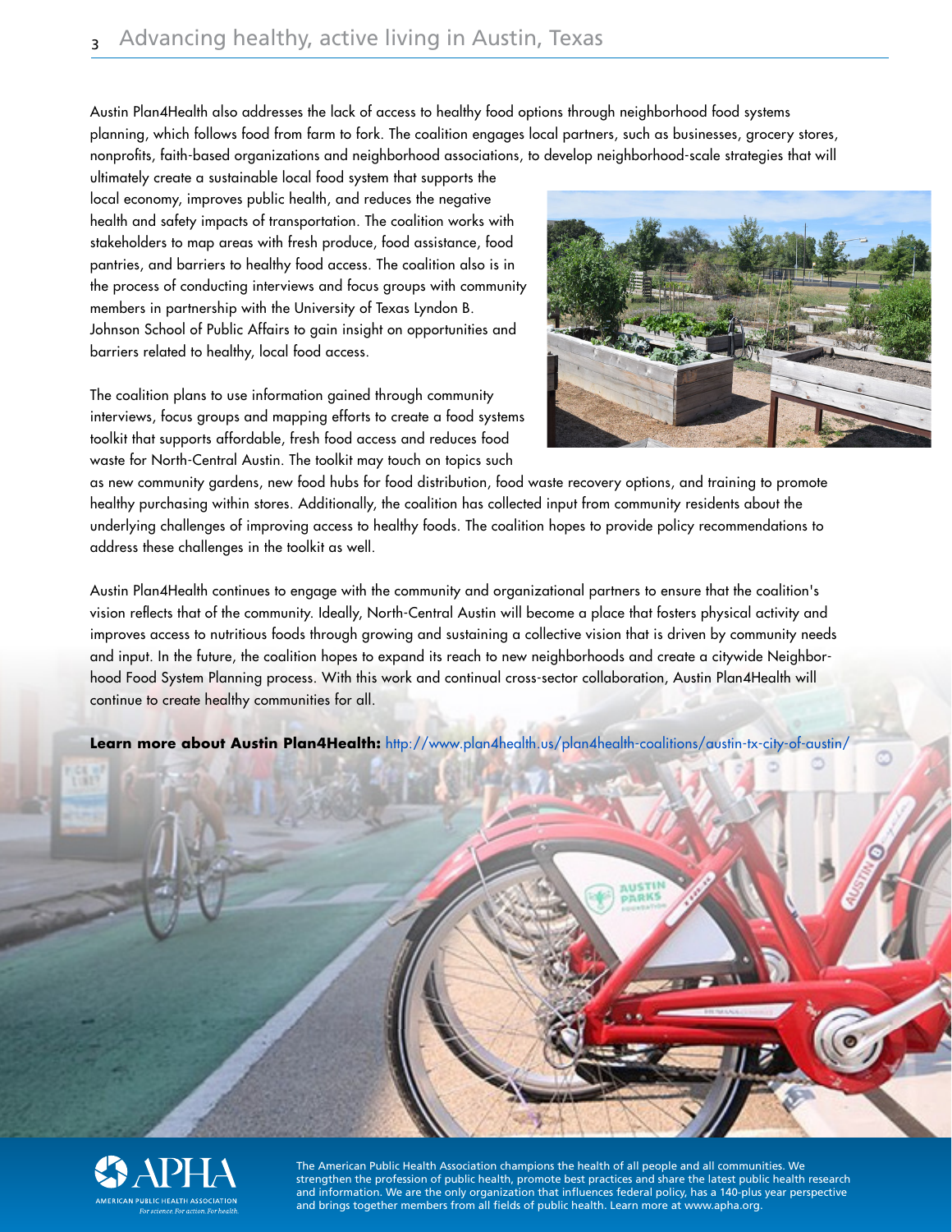Austin Plan4Health also addresses the lack of access to healthy food options through neighborhood food systems planning, which follows food from farm to fork. The coalition engages local partners, such as businesses, grocery stores, nonprofits, faith-based organizations and neighborhood associations, to develop neighborhood-scale strategies that will ultimately create a sustainable local food system that supports the local economy, improves public health, and reduces the negative health and safety impacts of transportation. The coalition works with stakeholders to map areas with fresh produce, food assistance, food pantries, and barriers to healthy food access. The coalition also is in the process of conducting interviews and focus groups with community members in partnership with the University of Texas Lyndon B. Johnson School of Public Affairs to gain insight on opportunities and barriers related to healthy, local food access.

The coalition plans to use information gained through community interviews, focus groups and mapping efforts to create a food systems toolkit that supports affordable, fresh food access and reduces food waste for North-Central Austin. The toolkit may touch on topics such as new community gardens, new food hubs for food distribution, food waste recovery options, and training to promote healthy purchasing within stores. Additionally, the coalition has collected input from community residents about the underlying challenges of improving access to healthy foods. The coalition hopes to provide policy recommendations to address these challenges in the toolkit as well.

Austin Plan4Health continues to engage with the community and organizational partners to ensure that the coalition's vision reflects that of the community. Ideally, North-Central Austin will become a place that fosters physical activity and improves access to nutritious foods through growing and sustaining a collective vision that is driven by community needs and input. In the future, the coalition hopes to expand its reach to new neighborhoods and create a citywide Neighborhood Food System Planning process. With this work and continual cross-sector collaboration, Austin Plan4Health will continue to create healthy communities for all.

**Learn more about Austin Plan4Health:** http://www.plan4health.us/plan4health-coalitions/austin-tx-city-of-austin/

The American Public Health Association champions the health of all people and all communities. We strengthen the profession of public health, promote best practices and share the latest public health research and information. We are the only organization that influences federal policy, has a 140-plus year perspective and brings together members from all fields of public health. Learn more at www.apha.org.